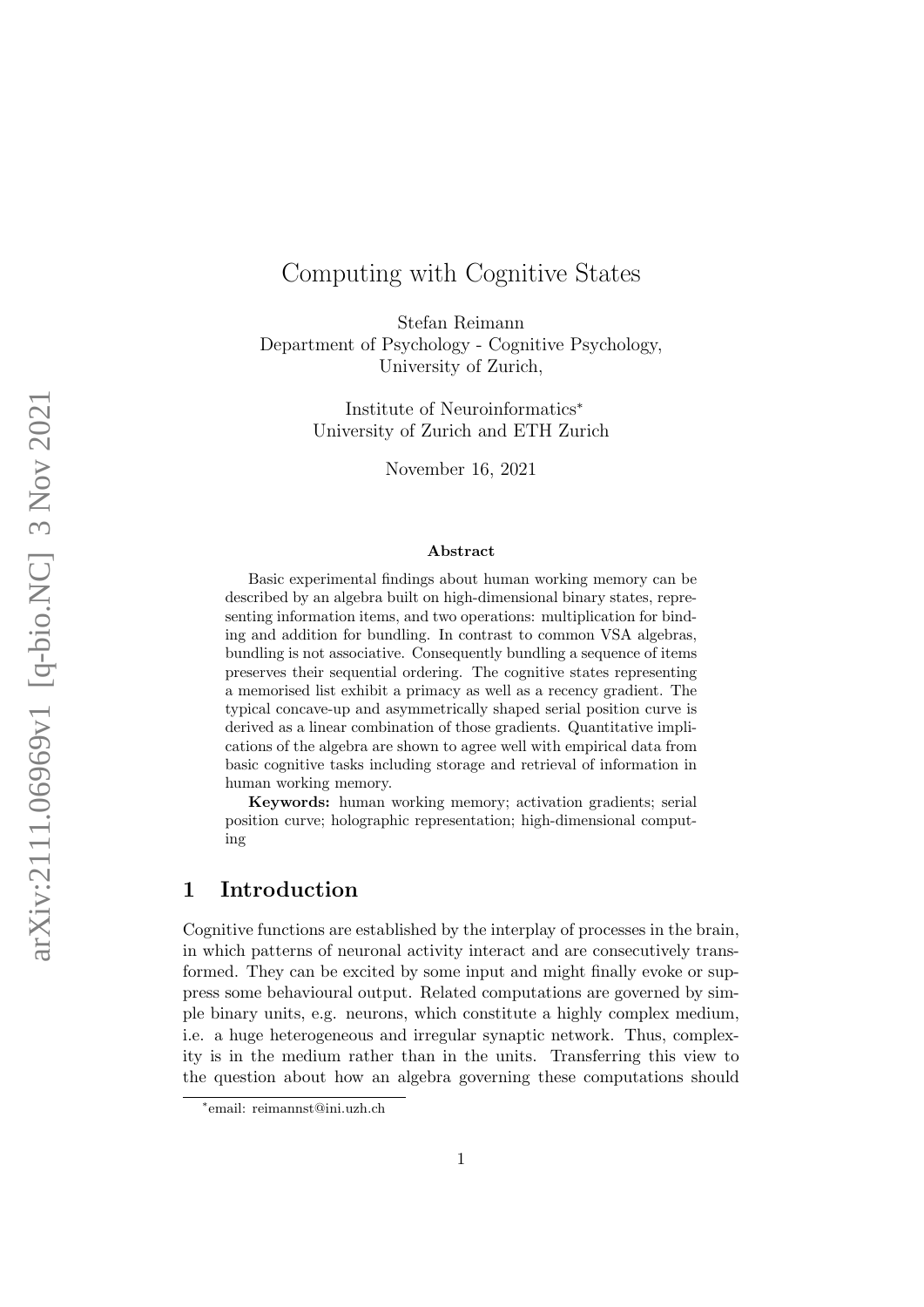# Computing with Cognitive States

Stefan Reimann
Department of Psychology - Cognitive Psychology,
University of Zurich,

Institute of Neuroinformatics*
University of Zurich and ETH Zurich

November 16, 2021

**Abstract**

Basic experimental findings about human working memory can be described by an algebra built on high-dimensional binary states, representing information items, and two operations: multiplication for binding and addition for bundling. In contrast to common VSA algebras, bundling is not associative. Consequently bundling a sequence of items preserves their sequential ordering. The cognitive states representing a memorised list exhibit a primacy as well as a recency gradient. The typical concave-up and asymmetrically shaped serial position curve is derived as a linear combination of those gradients. Quantitative implications of the algebra are shown to agree well with empirical data from basic cognitive tasks including storage and retrieval of information in human working memory.

**Keywords:** human working memory; activation gradients; serial position curve; holographic representation; high-dimensional computing

## 1 Introduction

Cognitive functions are established by the interplay of processes in the brain, in which patterns of neuronal activity interact and are consecutively transformed. They can be excited by some input and might finally evoke or suppress some behavioural output. Related computations are governed by simple binary units, e.g. neurons, which constitute a highly complex medium, i.e. a huge heterogeneous and irregular synaptic network. Thus, complexity is in the medium rather than in the units. Transferring this view to the question about how an algebra governing these computations should

*email: reimannst@ini.uzh.ch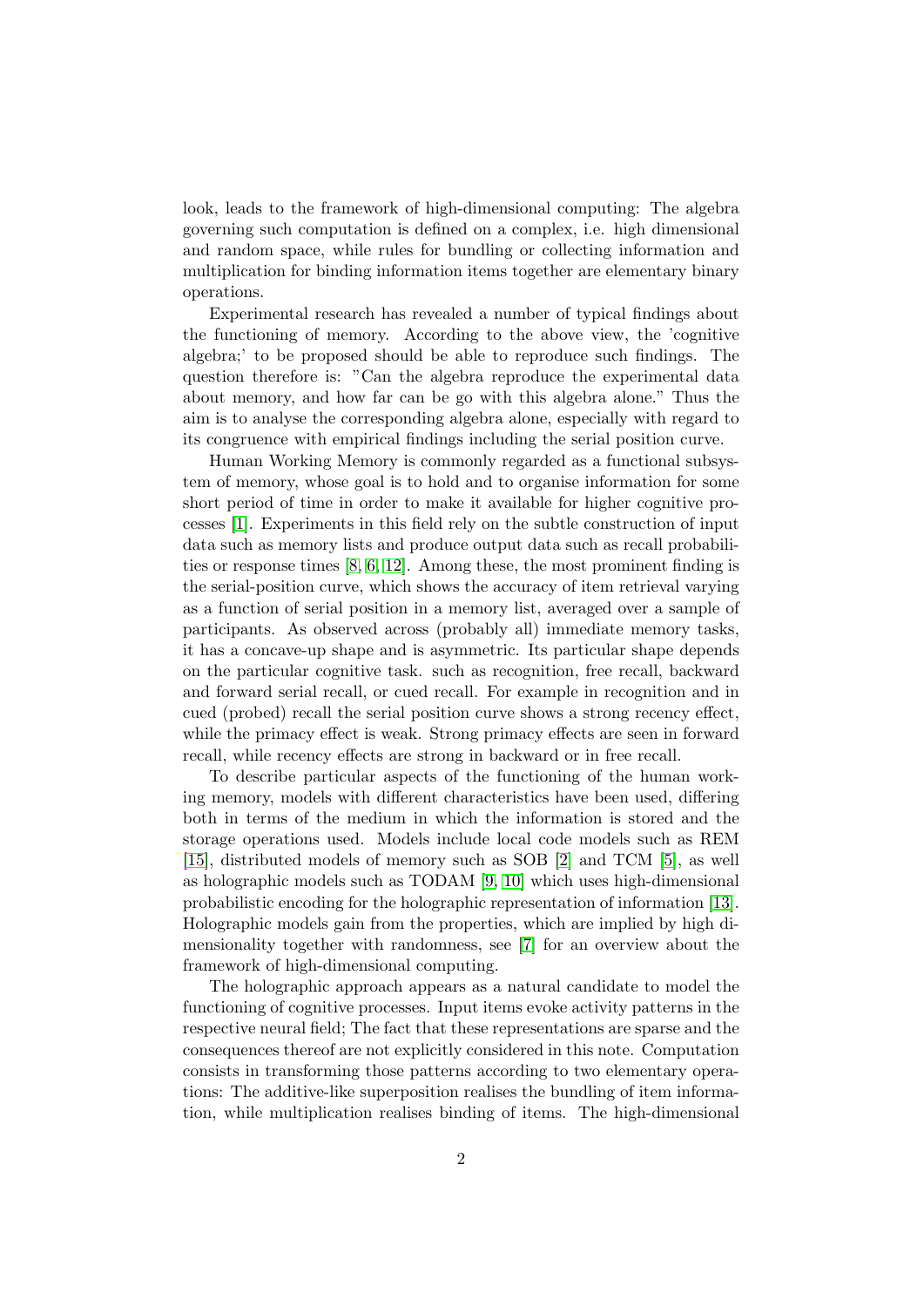look, leads to the framework of high-dimensional computing: The algebra governing such computation is defined on a complex, i.e. high dimensional and random space, while rules for bundling or collecting information and multiplication for binding information items together are elementary binary operations.

Experimental research has revealed a number of typical findings about the functioning of memory. According to the above view, the 'cognitive algebra;' to be proposed should be able to reproduce such findings. The question therefore is: "Can the algebra reproduce the experimental data about memory, and how far can be go with this algebra alone." Thus the aim is to analyse the corresponding algebra alone, especially with regard to its congruence with empirical findings including the serial position curve.

Human Working Memory is commonly regarded as a functional subsystem of memory, whose goal is to hold and to organise information for some short period of time in order to make it available for higher cognitive processes [1]. Experiments in this field rely on the subtle construction of input data such as memory lists and produce output data such as recall probabilities or response times [8, 6, 12]. Among these, the most prominent finding is the serial-position curve, which shows the accuracy of item retrieval varying as a function of serial position in a memory list, averaged over a sample of participants. As observed across (probably all) immediate memory tasks, it has a concave-up shape and is asymmetric. Its particular shape depends on the particular cognitive task. such as recognition, free recall, backward and forward serial recall, or cued recall. For example in recognition and in cued (probed) recall the serial position curve shows a strong recency effect, while the primacy effect is weak. Strong primacy effects are seen in forward recall, while recency effects are strong in backward or in free recall.

To describe particular aspects of the functioning of the human working memory, models with different characteristics have been used, differing both in terms of the medium in which the information is stored and the storage operations used. Models include local code models such as REM [15], distributed models of memory such as SOB [2] and TCM [5], as well as holographic models such as TODAM [9, 10] which uses high-dimensional probabilistic encoding for the holographic representation of information [13]. Holographic models gain from the properties, which are implied by high dimensionality together with randomness, see [7] for an overview about the framework of high-dimensional computing.

The holographic approach appears as a natural candidate to model the functioning of cognitive processes. Input items evoke activity patterns in the respective neural field; The fact that these representations are sparse and the consequences thereof are not explicitly considered in this note. Computation consists in transforming those patterns according to two elementary operations: The additive-like superposition realises the bundling of item information, while multiplication realises binding of items. The high-dimensional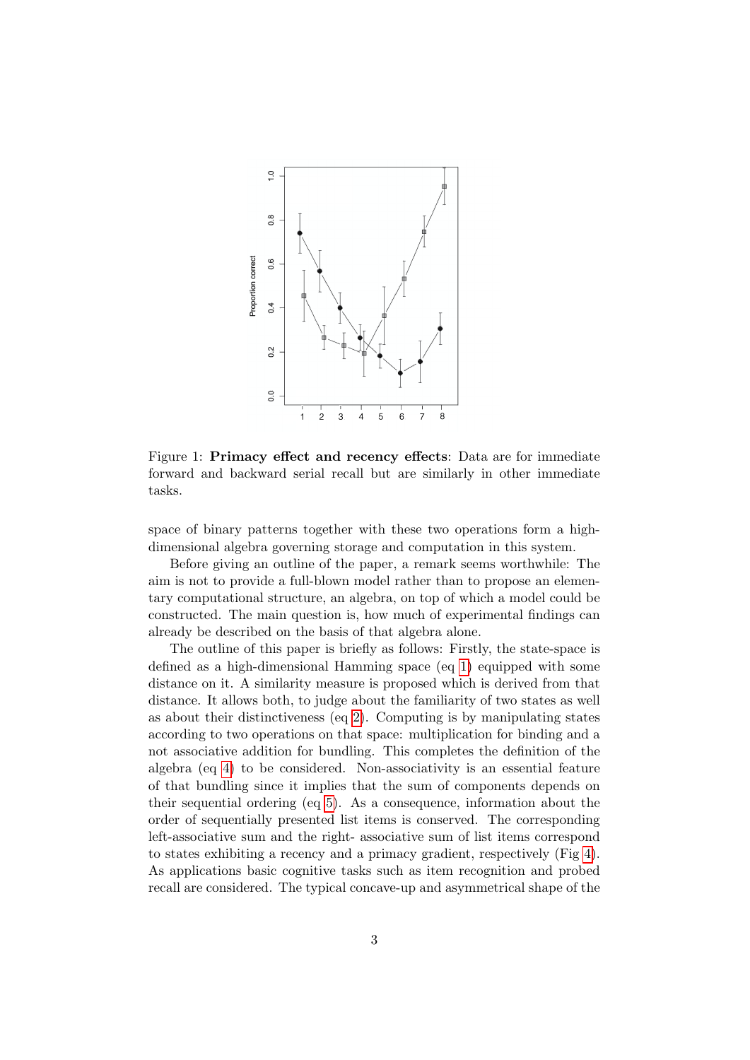Figure 1: **Primacy effect and recency effects**: Data are for immediate forward and backward serial recall but are similarly in other immediate tasks.

space of binary patterns together with these two operations form a high-dimensional algebra governing storage and computation in this system.

Before giving an outline of the paper, a remark seems worthwhile: The aim is not to provide a full-blown model rather than to propose an elementary computational structure, an algebra, on top of which a model could be constructed. The main question is, how much of experimental findings can already be described on the basis of that algebra alone.

The outline of this paper is briefly as follows: Firstly, the state-space is defined as a high-dimensional Hamming space (eq 1) equipped with some distance on it. A similarity measure is proposed which is derived from that distance. It allows both, to judge about the familiarity of two states as well as about their distinctiveness (eq 2). Computing is by manipulating states according to two operations on that space: multiplication for binding and a not associative addition for bundling. This completes the definition of the algebra (eq 4) to be considered. Non-associativity is an essential feature of that bundling since it implies that the sum of components depends on their sequential ordering (eq 5). As a consequence, information about the order of sequentially presented list items is conserved. The corresponding left-associative sum and the right- associative sum of list items correspond to states exhibiting a recency and a primacy gradient, respectively (Fig 4). As applications basic cognitive tasks such as item recognition and probed recall are considered. The typical concave-up and asymmetrical shape of the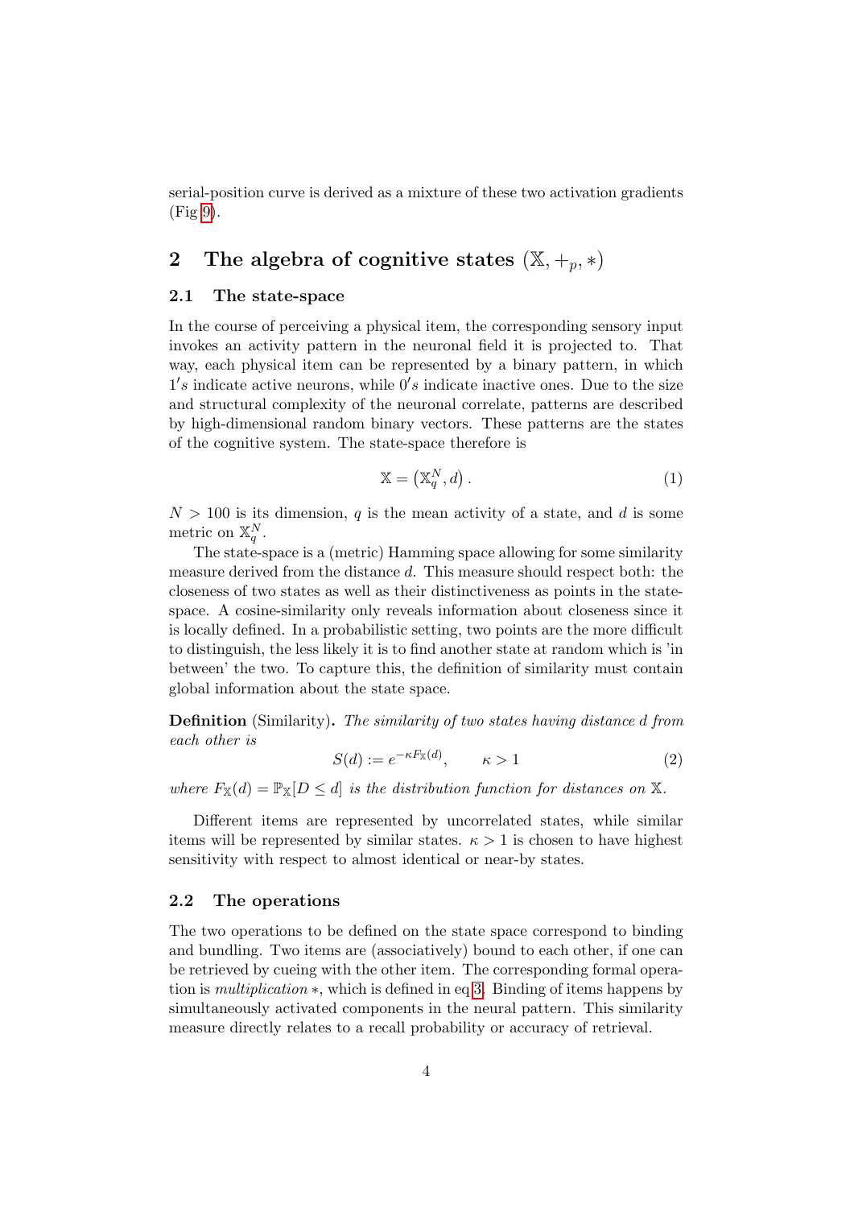serial-position curve is derived as a mixture of these two activation gradients (Fig 9).

## 2 The algebra of cognitive states $(\mathbb{X}, +_p, *)$

### 2.1 The state-space

In the course of perceiving a physical item, the corresponding sensory input invokes an activity pattern in the neuronal field it is projected to. That way, each physical item can be represented by a binary pattern, in which $1's$ indicate active neurons, while $0's$ indicate inactive ones. Due to the size and structural complexity of the neuronal correlate, patterns are described by high-dimensional random binary vectors. These patterns are the states of the cognitive system. The state-space therefore is

$$\mathbb{X} = \left(\mathbb{X}_q^N, d\right). \tag{1}$$

$N > 100$ is its dimension, $q$ is the mean activity of a state, and $d$ is some metric on $\mathbb{X}_q^N$.

The state-space is a (metric) Hamming space allowing for some similarity measure derived from the distance $d$. This measure should respect both: the closeness of two states as well as their distinctiveness as points in the state-space. A cosine-similarity only reveals information about closeness since it is locally defined. In a probabilistic setting, two points are the more difficult to distinguish, the less likely it is to find another state at random which is 'in between' the two. To capture this, the definition of similarity must contain global information about the state space.

**Definition** (Similarity). *The similarity of two states having distance $d$ from each other is*

$$S(d) := e^{-\kappa F_{\mathbb{X}}(d)}, \qquad \kappa > 1 \tag{2}$$

*where $F_{\mathbb{X}}(d) = \mathbb{P}_{\mathbb{X}}[D \leq d]$ is the distribution function for distances on $\mathbb{X}$.*

Different items are represented by uncorrelated states, while similar items will be represented by similar states. $\kappa > 1$ is chosen to have highest sensitivity with respect to almost identical or near-by states.

### 2.2 The operations

The two operations to be defined on the state space correspond to binding and bundling. Two items are (associatively) bound to each other, if one can be retrieved by cueing with the other item. The corresponding formal operation is *multiplication* $*$, which is defined in eq 3. Binding of items happens by simultaneously activated components in the neural pattern. This similarity measure directly relates to a recall probability or accuracy of retrieval.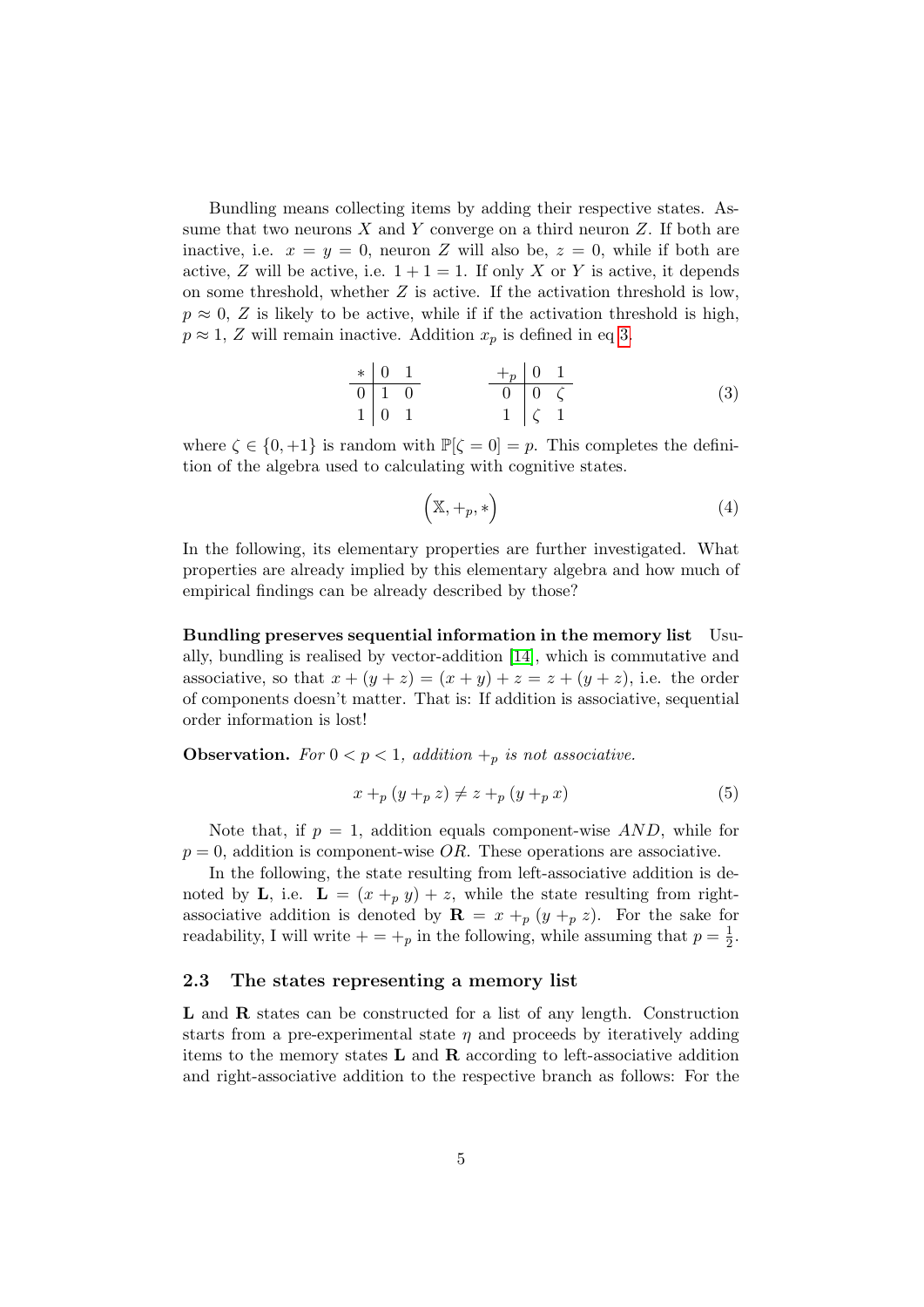Bundling means collecting items by adding their respective states. Assume that two neurons $X$ and $Y$ converge on a third neuron $Z$. If both are inactive, i.e. $x = y = 0$, neuron $Z$ will also be, $z = 0$, while if both are active, $Z$ will be active, i.e. $1 + 1 = 1$. If only $X$ or $Y$ is active, it depends on some threshold, whether $Z$ is active. If the activation threshold is low, $p \approx 0$, $Z$ is likely to be active, while if if the activation threshold is high, $p \approx 1$, $Z$ will remain inactive. Addition $x_p$ is defined in eq 3.

$$
\begin{array}{c|cc}
* & 0 & 1 \\
\hline
0 & 1 & 0 \\
1 & 0 & 1
\end{array}
\qquad\qquad
\begin{array}{c|cc}
+_p & 0 & 1 \\
\hline
0 & 0 & \zeta \\
1 & \zeta & 1
\end{array}
\tag{3}
$$

where $\zeta \in \{0, +1\}$ is random with $\mathbb{P}[\zeta = 0] = p$. This completes the definition of the algebra used to calculating with cognitive states.

$$
\left(\mathbb{X}, +_p, *\right) \tag{4}
$$

In the following, its elementary properties are further investigated. What properties are already implied by this elementary algebra and how much of empirical findings can be already described by those?

**Bundling preserves sequential information in the memory list** Usually, bundling is realised by vector-addition [14], which is commutative and associative, so that $x + (y + z) = (x + y) + z = z + (y + z)$, i.e. the order of components doesn't matter. That is: If addition is associative, sequential order information is lost!

**Observation.** *For $0 < p < 1$, addition $+_p$ is not associative.*

$$
x +_p (y +_p z) \neq z +_p (y +_p x) \tag{5}
$$

Note that, if $p = 1$, addition equals component-wise $AND$, while for $p = 0$, addition is component-wise $OR$. These operations are associative.

In the following, the state resulting from left-associative addition is denoted by $\mathbf{L}$, i.e. $\mathbf{L} = (x +_p y) + z$, while the state resulting from right-associative addition is denoted by $\mathbf{R} = x +_p (y +_p z)$. For the sake for readability, I will write $+ = +_p$ in the following, while assuming that $p = \frac{1}{2}$.

### 2.3 The states representing a memory list

$\mathbf{L}$ and $\mathbf{R}$ states can be constructed for a list of any length. Construction starts from a pre-experimental state $\eta$ and proceeds by iteratively adding items to the memory states $\mathbf{L}$ and $\mathbf{R}$ according to left-associative addition and right-associative addition to the respective branch as follows: For the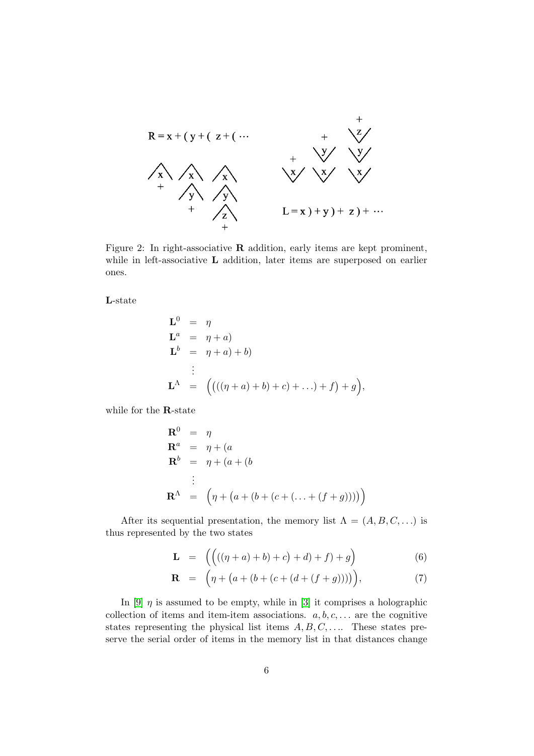Figure 2: In right-associative **R** addition, early items are kept prominent, while in left-associative **L** addition, later items are superposed on earlier ones.

**L**-state

$$
\begin{aligned}
\mathbf{L}^0 &= \eta \\
\mathbf{L}^a &= \eta + a) \\
\mathbf{L}^b &= \eta + a) + b) \\
&\vdots \\
\mathbf{L}^\Lambda &= \Big( \big( ((\eta + a) + b) + c \big) + \ldots) + f \big) + g \Big),
\end{aligned}
$$

while for the **R**-state

$$
\begin{aligned}
\mathbf{R}^0 &= \eta \\
\mathbf{R}^a &= \eta + (a \\
\mathbf{R}^b &= \eta + (a + (b \\
&\vdots \\
\mathbf{R}^\Lambda &= \Big( \eta + \big( a + (b + (c + (\ldots + (f + g)))) \big) \Big)
\end{aligned}
$$

After its sequential presentation, the memory list $\Lambda = (A, B, C, \ldots)$ is thus represented by the two states

$$
\mathbf{L} = \Big( \Big( \big( ((\eta + a) + b) + c \big) + d \Big) + f \Big) + g \Big) \tag{6}
$$

$$
\mathbf{R} = \Big( \eta + \big( a + (b + (c + (d + (f + g)))) \big) \Big), \tag{7}
$$

In [9] $\eta$ is assumed to be empty, while in [3] it comprises a holographic collection of items and item-item associations. $a, b, c, \ldots$ are the cognitive states representing the physical list items $A, B, C, \ldots$. These states preserve the serial order of items in the memory list in that distances change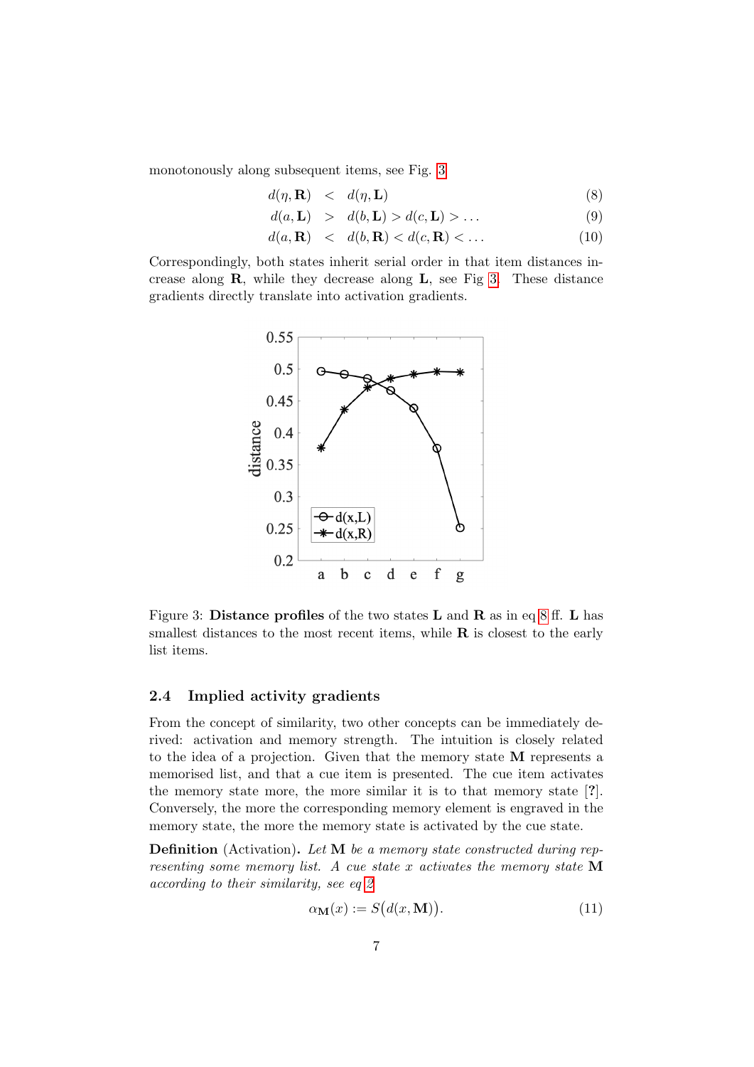monotonously along subsequent items, see Fig. 3

$$
\begin{aligned}
d(\eta, \mathbf{R}) &< d(\eta, \mathbf{L}) & (8)\\
d(a, \mathbf{L}) &> d(b, \mathbf{L}) > d(c, \mathbf{L}) > \ldots & (9)\\
d(a, \mathbf{R}) &< d(b, \mathbf{R}) < d(c, \mathbf{R}) < \ldots & (10)
\end{aligned}
$$

Correspondingly, both states inherit serial order in that item distances increase along **R**, while they decrease along **L**, see Fig 3. These distance gradients directly translate into activation gradients.

Figure 3: **Distance profiles** of the two states **L** and **R** as in eq 8 ff. **L** has smallest distances to the most recent items, while **R** is closest to the early list items.

## 2.4 Implied activity gradients

From the concept of similarity, two other concepts can be immediately derived: activation and memory strength. The intuition is closely related to the idea of a projection. Given that the memory state **M** represents a memorised list, and that a cue item is presented. The cue item activates the memory state more, the more similar it is to that memory state [?]. Conversely, the more the corresponding memory element is engraved in the memory state, the more the memory state is activated by the cue state.

**Definition** (Activation)**.** *Let* **M** *be a memory state constructed during representing some memory list. A cue state* $x$ *activates the memory state* **M** *according to their similarity, see eq 2*

$$\alpha_{\mathbf{M}}(x) := S\big(d(x, \mathbf{M})\big). \tag{11}$$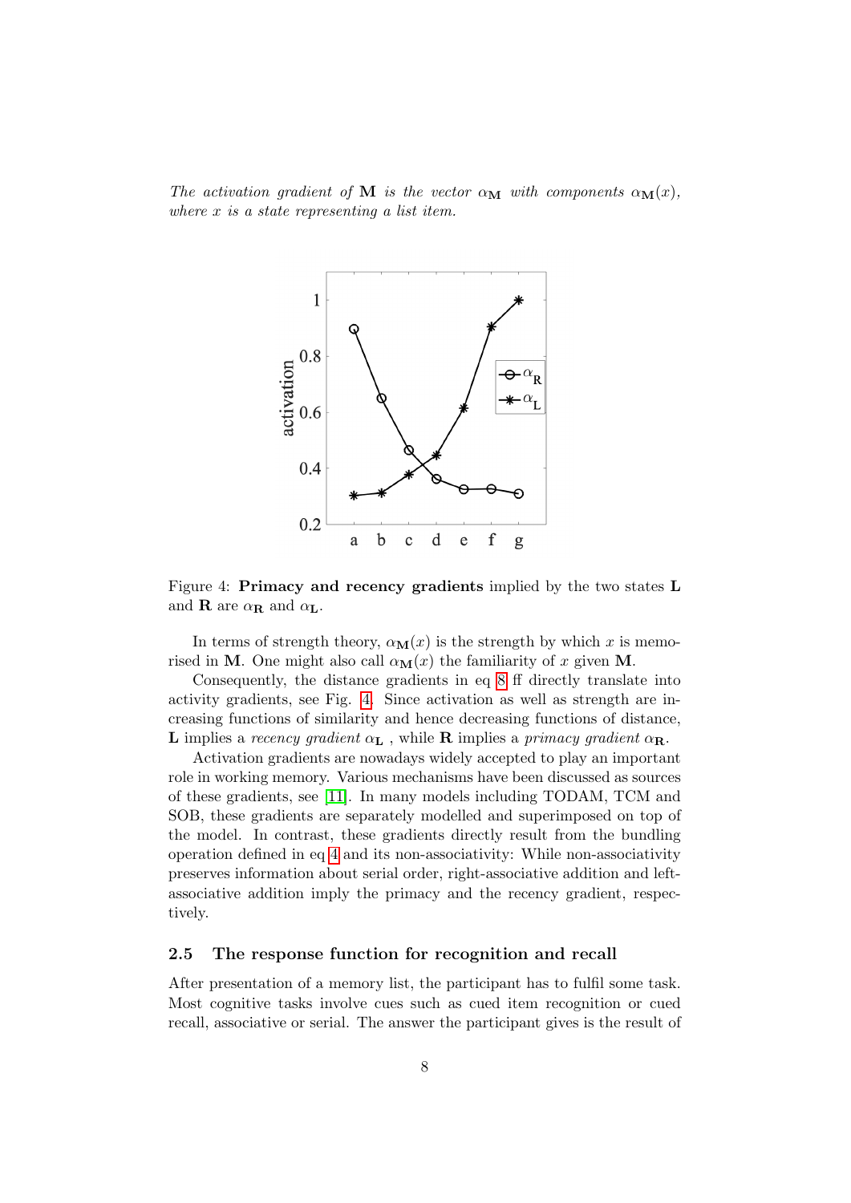*The activation gradient of* $\mathbf{M}$ *is the vector* $\alpha_{\mathbf{M}}$ *with components* $\alpha_{\mathbf{M}}(x)$*, where* $x$ *is a state representing a list item.*

Figure 4: **Primacy and recency gradients** implied by the two states $\mathbf{L}$ and $\mathbf{R}$ are $\alpha_{\mathbf{R}}$ and $\alpha_{\mathbf{L}}$.

In terms of strength theory, $\alpha_{\mathbf{M}}(x)$ is the strength by which $x$ is memorised in $\mathbf{M}$. One might also call $\alpha_{\mathbf{M}}(x)$ the familiarity of $x$ given $\mathbf{M}$.

Consequently, the distance gradients in eq 8 ff directly translate into activity gradients, see Fig. 4. Since activation as well as strength are increasing functions of similarity and hence decreasing functions of distance, $\mathbf{L}$ implies a *recency gradient* $\alpha_{\mathbf{L}}$ , while $\mathbf{R}$ implies a *primacy gradient* $\alpha_{\mathbf{R}}$.

Activation gradients are nowadays widely accepted to play an important role in working memory. Various mechanisms have been discussed as sources of these gradients, see [11]. In many models including TODAM, TCM and SOB, these gradients are separately modelled and superimposed on top of the model. In contrast, these gradients directly result from the bundling operation defined in eq 4 and its non-associativity: While non-associativity preserves information about serial order, right-associative addition and left-associative addition imply the primacy and the recency gradient, respectively.

### 2.5 The response function for recognition and recall

After presentation of a memory list, the participant has to fulfil some task. Most cognitive tasks involve cues such as cued item recognition or cued recall, associative or serial. The answer the participant gives is the result of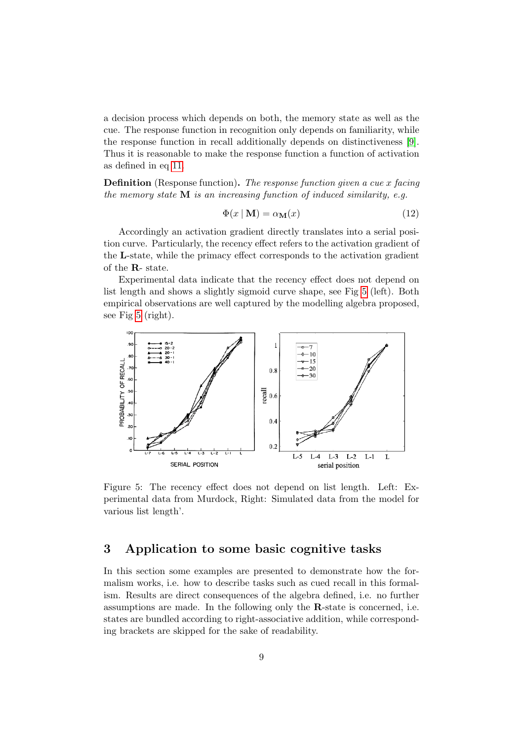a decision process which depends on both, the memory state as well as the cue. The response function in recognition only depends on familiarity, while the response function in recall additionally depends on distinctiveness [9]. Thus it is reasonable to make the response function a function of activation as defined in eq 11.

**Definition** (Response function)**.** *The response function given a cue $x$ facing the memory state $\mathbf{M}$ is an increasing function of induced similarity, e.g.*

$$\Phi(x \mid \mathbf{M}) = \alpha_{\mathbf{M}}(x) \tag{12}$$

Accordingly an activation gradient directly translates into a serial position curve. Particularly, the recency effect refers to the activation gradient of the $\mathbf{L}$-state, while the primacy effect corresponds to the activation gradient of the $\mathbf{R}$- state.

Experimental data indicate that the recency effect does not depend on list length and shows a slightly sigmoid curve shape, see Fig 5 (left). Both empirical observations are well captured by the modelling algebra proposed, see Fig 5 (right).

Figure 5: The recency effect does not depend on list length. Left: Experimental data from Murdock, Right: Simulated data from the model for various list length'.

## 3 Application to some basic cognitive tasks

In this section some examples are presented to demonstrate how the formalism works, i.e. how to describe tasks such as cued recall in this formalism. Results are direct consequences of the algebra defined, i.e. no further assumptions are made. In the following only the $\mathbf{R}$-state is concerned, i.e. states are bundled according to right-associative addition, while corresponding brackets are skipped for the sake of readability.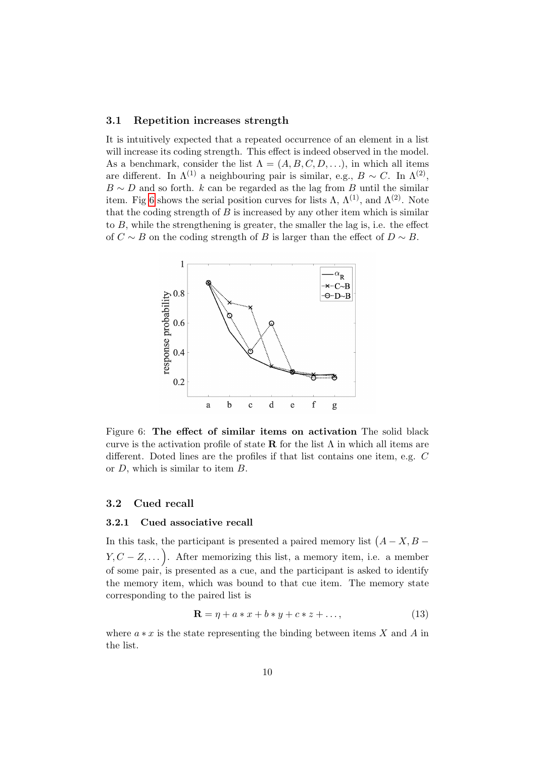### 3.1 Repetition increases strength

It is intuitively expected that a repeated occurrence of an element in a list will increase its coding strength. This effect is indeed observed in the model. As a benchmark, consider the list $\Lambda = (A, B, C, D, \ldots)$, in which all items are different. In $\Lambda^{(1)}$ a neighbouring pair is similar, e.g., $B \sim C$. In $\Lambda^{(2)}$, $B \sim D$ and so forth. $k$ can be regarded as the lag from $B$ until the similar item. Fig 6 shows the serial position curves for lists $\Lambda$, $\Lambda^{(1)}$, and $\Lambda^{(2)}$. Note that the coding strength of $B$ is increased by any other item which is similar to $B$, while the strengthening is greater, the smaller the lag is, i.e. the effect of $C \sim B$ on the coding strength of $B$ is larger than the effect of $D \sim B$.

Figure 6: **The effect of similar items on activation** The solid black curve is the activation profile of state $\mathbf{R}$ for the list $\Lambda$ in which all items are different. Doted lines are the profiles if that list contains one item, e.g. $C$ or $D$, which is similar to item $B$.

### 3.2 Cued recall

#### 3.2.1 Cued associative recall

In this task, the participant is presented a paired memory list $\left(A - X, B - Y, C - Z, \ldots\right)$. After memorizing this list, a memory item, i.e. a member of some pair, is presented as a cue, and the participant is asked to identify the memory item, which was bound to that cue item. The memory state corresponding to the paired list is

$$\mathbf{R} = \eta + a * x + b * y + c * z + \ldots, \tag{13}$$

where $a * x$ is the state representing the binding between items $X$ and $A$ in the list.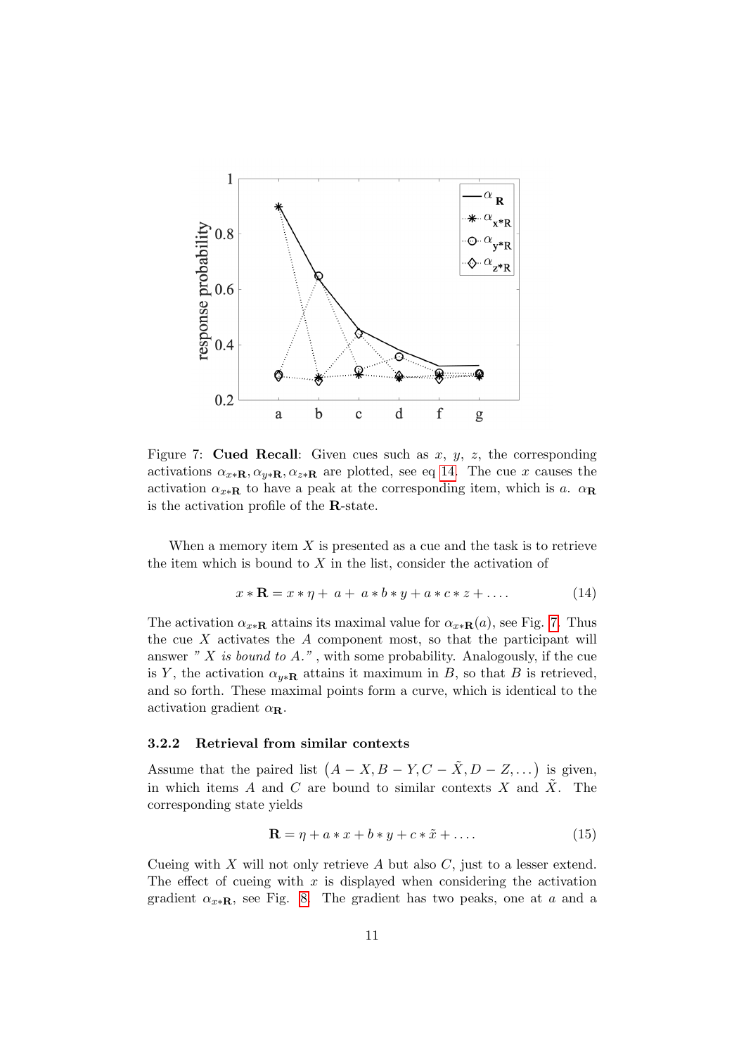Figure 7: **Cued Recall**: Given cues such as $x$, $y$, $z$, the corresponding activations $\alpha_{x*\mathbf{R}}, \alpha_{y*\mathbf{R}}, \alpha_{z*\mathbf{R}}$ are plotted, see eq 14. The cue $x$ causes the activation $\alpha_{x*\mathbf{R}}$ to have a peak at the corresponding item, which is $a$. $\alpha_{\mathbf{R}}$ is the activation profile of the $\mathbf{R}$-state.

When a memory item $X$ is presented as a cue and the task is to retrieve the item which is bound to $X$ in the list, consider the activation of

$$x * \mathbf{R} = x * \eta + a + a * b * y + a * c * z + \dots . \tag{14}$$

The activation $\alpha_{x*\mathbf{R}}$ attains its maximal value for $\alpha_{x*\mathbf{R}}(a)$, see Fig. 7. Thus the cue $X$ activates the $A$ component most, so that the participant will answer *" X is bound to A."*, with some probability. Analogously, if the cue is $Y$, the activation $\alpha_{y*\mathbf{R}}$ attains it maximum in $B$, so that $B$ is retrieved, and so forth. These maximal points form a curve, which is identical to the activation gradient $\alpha_{\mathbf{R}}$.

### 3.2.2 Retrieval from similar contexts

Assume that the paired list $\left(A - X, B - Y, C - \tilde{X}, D - Z, \dots\right)$ is given, in which items $A$ and $C$ are bound to similar contexts $X$ and $\tilde{X}$. The corresponding state yields

$$\mathbf{R} = \eta + a * x + b * y + c * \tilde{x} + \dots . \tag{15}$$

Cueing with $X$ will not only retrieve $A$ but also $C$, just to a lesser extend. The effect of cueing with $x$ is displayed when considering the activation gradient $\alpha_{x*\mathbf{R}}$, see Fig. 8. The gradient has two peaks, one at $a$ and a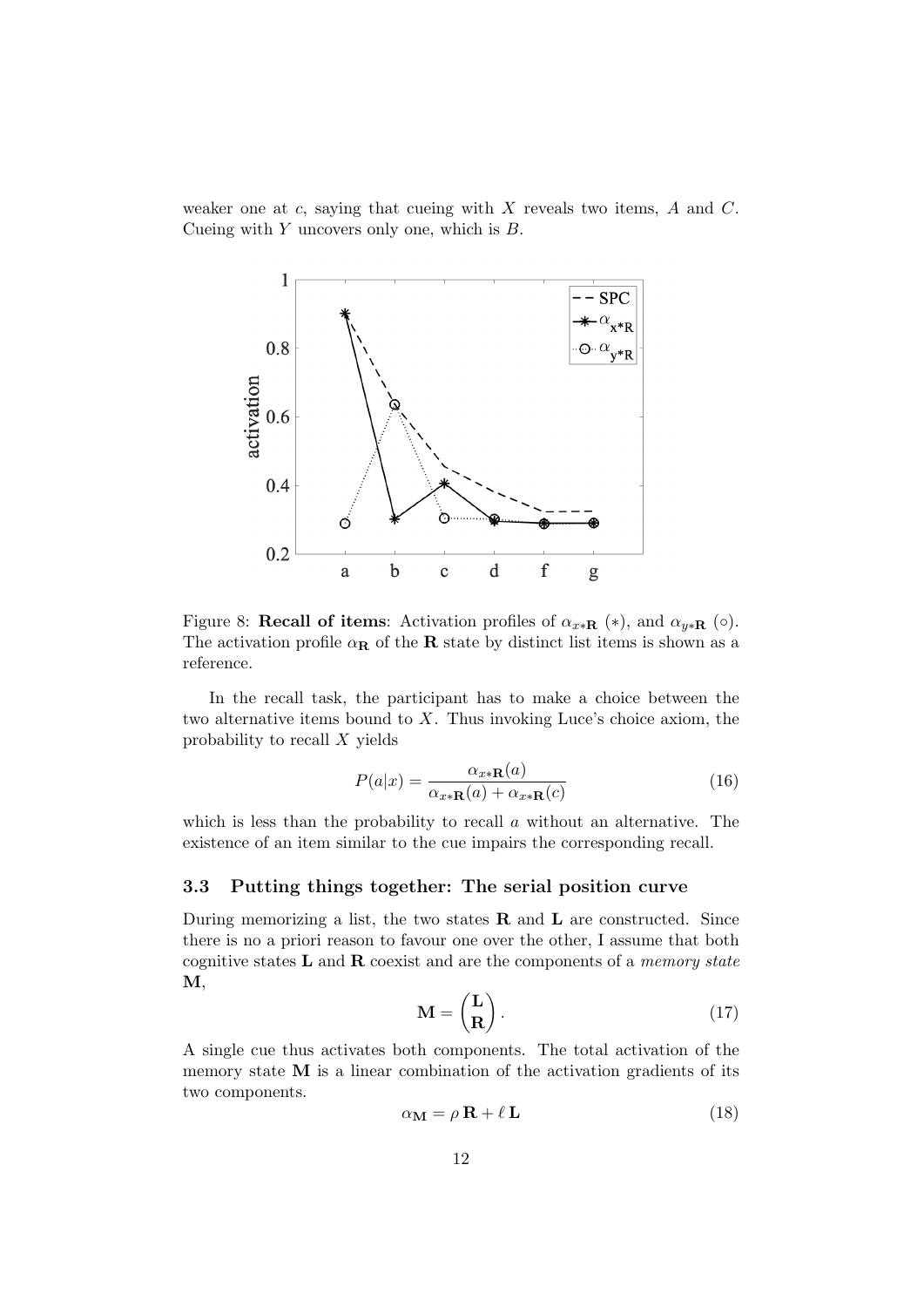weaker one at $c$, saying that cueing with $X$ reveals two items, $A$ and $C$. Cueing with $Y$ uncovers only one, which is $B$.

Figure 8: **Recall of items**: Activation profiles of $\alpha_{x*\mathbf{R}}$ ($*$), and $\alpha_{y*\mathbf{R}}$ ($\circ$). The activation profile $\alpha_{\mathbf{R}}$ of the $\mathbf{R}$ state by distinct list items is shown as a reference.

In the recall task, the participant has to make a choice between the two alternative items bound to $X$. Thus invoking Luce's choice axiom, the probability to recall $X$ yields

$$P(a|x) = \frac{\alpha_{x*\mathbf{R}}(a)}{\alpha_{x*\mathbf{R}}(a) + \alpha_{x*\mathbf{R}}(c)} \tag{16}$$

which is less than the probability to recall $a$ without an alternative. The existence of an item similar to the cue impairs the corresponding recall.

### 3.3 Putting things together: The serial position curve

During memorizing a list, the two states $\mathbf{R}$ and $\mathbf{L}$ are constructed. Since there is no a priori reason to favour one over the other, I assume that both cognitive states $\mathbf{L}$ and $\mathbf{R}$ coexist and are the components of a *memory state* $\mathbf{M}$,

$$\mathbf{M} = \begin{pmatrix} \mathbf{L} \\ \mathbf{R} \end{pmatrix}. \tag{17}$$

A single cue thus activates both components. The total activation of the memory state $\mathbf{M}$ is a linear combination of the activation gradients of its two components.

$$\alpha_{\mathbf{M}} = \rho\, \mathbf{R} + \ell\, \mathbf{L} \tag{18}$$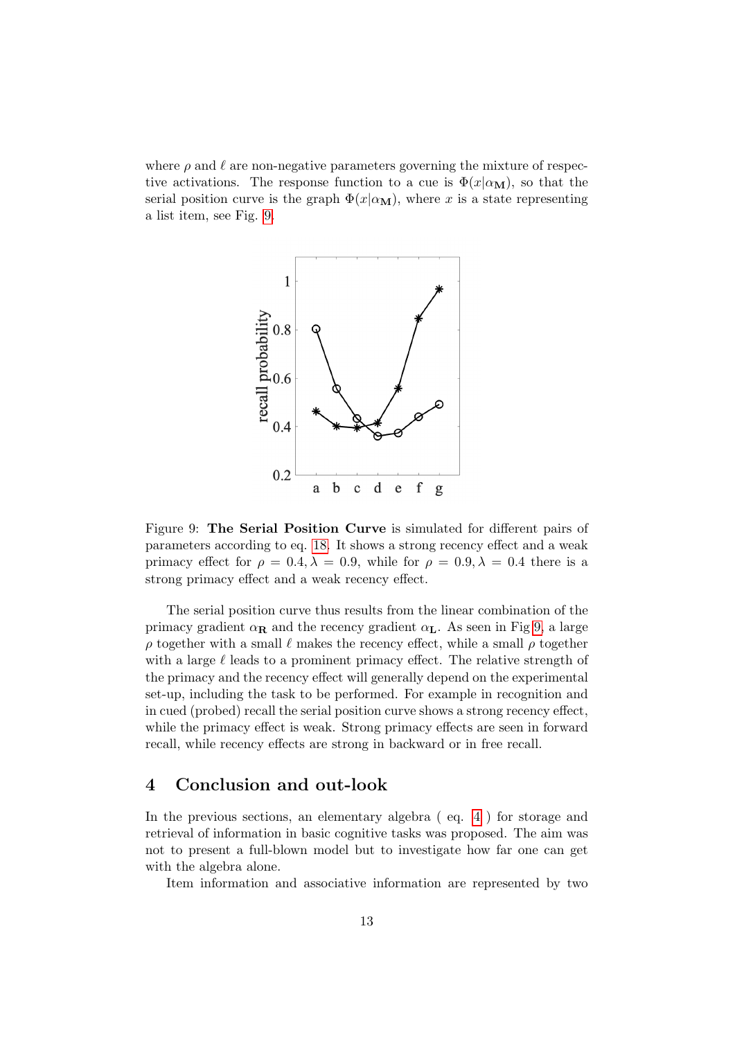where $\rho$ and $\ell$ are non-negative parameters governing the mixture of respective activations. The response function to a cue is $\Phi(x|\alpha_{\mathbf{M}})$, so that the serial position curve is the graph $\Phi(x|\alpha_{\mathbf{M}})$, where $x$ is a state representing a list item, see Fig. 9.

Figure 9: **The Serial Position Curve** is simulated for different pairs of parameters according to eq. 18. It shows a strong recency effect and a weak primacy effect for $\rho = 0.4, \lambda = 0.9$, while for $\rho = 0.9, \lambda = 0.4$ there is a strong primacy effect and a weak recency effect.

The serial position curve thus results from the linear combination of the primacy gradient $\alpha_{\mathbf{R}}$ and the recency gradient $\alpha_{\mathbf{L}}$. As seen in Fig 9, a large $\rho$ together with a small $\ell$ makes the recency effect, while a small $\rho$ together with a large $\ell$ leads to a prominent primacy effect. The relative strength of the primacy and the recency effect will generally depend on the experimental set-up, including the task to be performed. For example in recognition and in cued (probed) recall the serial position curve shows a strong recency effect, while the primacy effect is weak. Strong primacy effects are seen in forward recall, while recency effects are strong in backward or in free recall.

## 4 Conclusion and out-look

In the previous sections, an elementary algebra ( eq. 4 ) for storage and retrieval of information in basic cognitive tasks was proposed. The aim was not to present a full-blown model but to investigate how far one can get with the algebra alone.

Item information and associative information are represented by two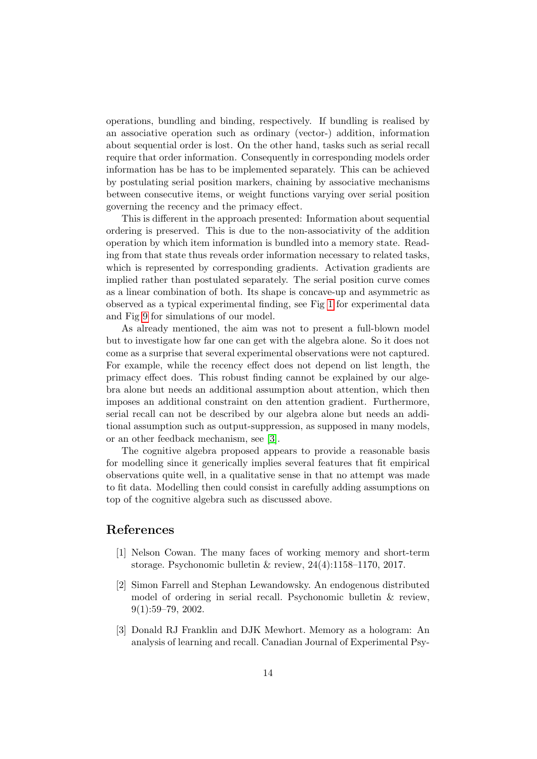operations, bundling and binding, respectively. If bundling is realised by an associative operation such as ordinary (vector-) addition, information about sequential order is lost. On the other hand, tasks such as serial recall require that order information. Consequently in corresponding models order information has be has to be implemented separately. This can be achieved by postulating serial position markers, chaining by associative mechanisms between consecutive items, or weight functions varying over serial position governing the recency and the primacy effect.

This is different in the approach presented: Information about sequential ordering is preserved. This is due to the non-associativity of the addition operation by which item information is bundled into a memory state. Reading from that state thus reveals order information necessary to related tasks, which is represented by corresponding gradients. Activation gradients are implied rather than postulated separately. The serial position curve comes as a linear combination of both. Its shape is concave-up and asymmetric as observed as a typical experimental finding, see Fig 1 for experimental data and Fig 9 for simulations of our model.

As already mentioned, the aim was not to present a full-blown model but to investigate how far one can get with the algebra alone. So it does not come as a surprise that several experimental observations were not captured. For example, while the recency effect does not depend on list length, the primacy effect does. This robust finding cannot be explained by our algebra alone but needs an additional assumption about attention, which then imposes an additional constraint on den attention gradient. Furthermore, serial recall can not be described by our algebra alone but needs an additional assumption such as output-suppression, as supposed in many models, or an other feedback mechanism, see [3].

The cognitive algebra proposed appears to provide a reasonable basis for modelling since it generically implies several features that fit empirical observations quite well, in a qualitative sense in that no attempt was made to fit data. Modelling then could consist in carefully adding assumptions on top of the cognitive algebra such as discussed above.

## References

[1] Nelson Cowan. The many faces of working memory and short-term storage. Psychonomic bulletin & review, 24(4):1158–1170, 2017.

[2] Simon Farrell and Stephan Lewandowsky. An endogenous distributed model of ordering in serial recall. Psychonomic bulletin & review, 9(1):59–79, 2002.

[3] Donald RJ Franklin and DJK Mewhort. Memory as a hologram: An analysis of learning and recall. Canadian Journal of Experimental Psy-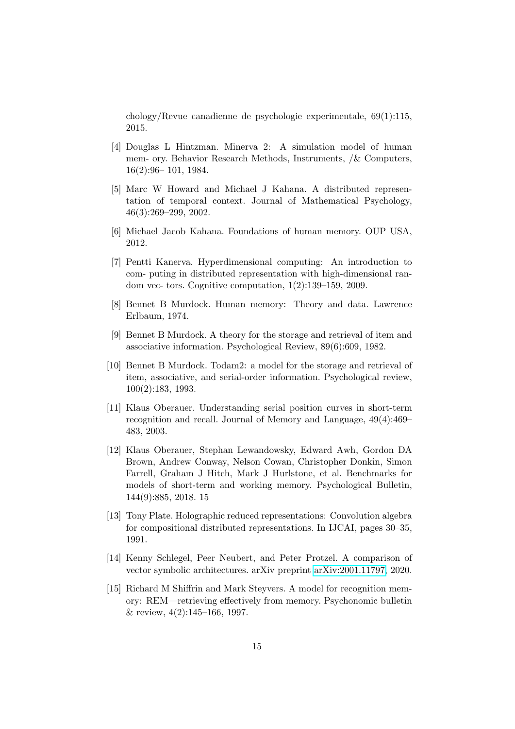chology/Revue canadienne de psychologie experimentale, 69(1):115, 2015.

[4] Douglas L Hintzman. Minerva 2: A simulation model of human mem- ory. Behavior Research Methods, Instruments, /& Computers, 16(2):96– 101, 1984.

[5] Marc W Howard and Michael J Kahana. A distributed representation of temporal context. Journal of Mathematical Psychology, 46(3):269–299, 2002.

[6] Michael Jacob Kahana. Foundations of human memory. OUP USA, 2012.

[7] Pentti Kanerva. Hyperdimensional computing: An introduction to com- puting in distributed representation with high-dimensional random vec- tors. Cognitive computation, 1(2):139–159, 2009.

[8] Bennet B Murdock. Human memory: Theory and data. Lawrence Erlbaum, 1974.

[9] Bennet B Murdock. A theory for the storage and retrieval of item and associative information. Psychological Review, 89(6):609, 1982.

[10] Bennet B Murdock. Todam2: a model for the storage and retrieval of item, associative, and serial-order information. Psychological review, 100(2):183, 1993.

[11] Klaus Oberauer. Understanding serial position curves in short-term recognition and recall. Journal of Memory and Language, 49(4):469–483, 2003.

[12] Klaus Oberauer, Stephan Lewandowsky, Edward Awh, Gordon DA Brown, Andrew Conway, Nelson Cowan, Christopher Donkin, Simon Farrell, Graham J Hitch, Mark J Hurlstone, et al. Benchmarks for models of short-term and working memory. Psychological Bulletin, 144(9):885, 2018. 15

[13] Tony Plate. Holographic reduced representations: Convolution algebra for compositional distributed representations. In IJCAI, pages 30–35, 1991.

[14] Kenny Schlegel, Peer Neubert, and Peter Protzel. A comparison of vector symbolic architectures. arXiv preprint arXiv:2001.11797, 2020.

[15] Richard M Shiffrin and Mark Steyvers. A model for recognition memory: REM—retrieving effectively from memory. Psychonomic bulletin & review, 4(2):145–166, 1997.